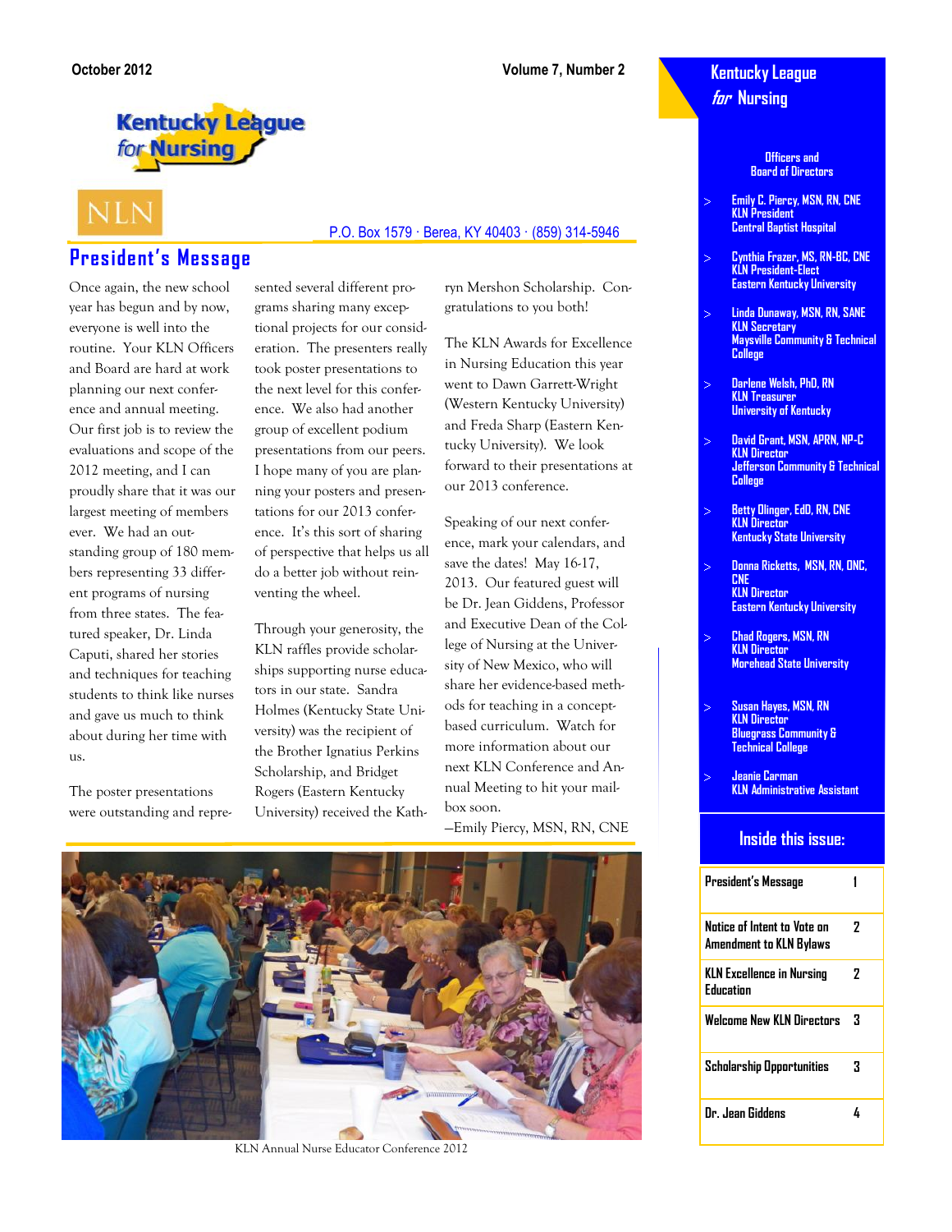October 2012 Volume 7, Number 2

Kentucky League for Nursing

NLN

P.O. Box 1579 · Berea, KY 40403 · (859) 314-5946

## President's Message

Once again, the new school year has begun and by now, everyone is well into the routine. Your KLN Officers and Board are hard at work planning our next conference and annual meeting. Our first job is to review the evaluations and scope of the 2012 meeting, and I can proudly share that it was our largest meeting of members ever. We had an outstanding group of 180 members representing 33 different programs of nursing from three states. The featured speaker, Dr. Linda Caputi, shared her stories and techniques for teaching students to think like nurses and gave us much to think about during her time with us.

The poster presentations were outstanding and represented several different programs sharing many exceptional projects for our consideration. The presenters really took poster presentations to the next level for this conference. We also had another group of excellent podium presentations from our peers. I hope many of you are planning your posters and presentations for our 2013 conference. It's this sort of sharing of perspective that helps us all do a better job without reinventing the wheel.

Through your generosity, the KLN raffles provide scholarships supporting nurse educators in our state. Sandra Holmes (Kentucky State University) was the recipient of the Brother Ignatius Perkins Scholarship, and Bridget Rogers (Eastern Kentucky University) received the Kathryn Mershon Scholarship. Congratulations to you both!

The KLN Awards for Excellence in Nursing Education this year went to Dawn Garrett-Wright (Western Kentucky University) and Freda Sharp (Eastern Kentucky University). We look forward to their presentations at our 2013 conference.

Speaking of our next conference, mark your calendars, and save the dates! May 16-17, 2013. Our featured guest will be Dr. Jean Giddens, Professor and Executive Dean of the College of Nursing at the University of New Mexico, who will share her evidence-based methods for teaching in a concept-based curriculum. Watch for more information about our next KLN Conference and Annual Meeting to hit your mailbox soon.

—Emily Piercy, MSN, RN, CNE

KLN Annual Nurse Educator Conference 2012

## Kentucky League *for* Nursing

### Officers and Board of Directors

- **Emily C. Piercy, MSN, RN, CNE** — KLN President, Central Baptist Hospital
- **Cynthia Frazer, MS, RN-BC, CNE** — KLN President-Elect, Eastern Kentucky University
- **Linda Dunaway, MSN, RN, SANE** — KLN Secretary, Maysville Community & Technical College
- **Darlene Welsh, PhD, RN** — KLN Treasurer, University of Kentucky
- **David Grant, MSN, APRN, NP-C** — KLN Director, Jefferson Community & Technical College
- **Betty Olinger, EdD, RN, CNE** — KLN Director, Kentucky State University
- **Donna Ricketts, MSN, RN, ONC, CNE** — KLN Director, Eastern Kentucky University
- **Chad Rogers, MSN, RN** — KLN Director, Morehead State University
- **Susan Hayes, MSN, RN** — KLN Director, Bluegrass Community & Technical College
- **Jeanie Carman** — KLN Administrative Assistant

### Inside this issue:

| | |
|---|---|
| President's Message | 1 |
| Notice of Intent to Vote on Amendment to KLN Bylaws | 2 |
| KLN Excellence in Nursing Education | 2 |
| Welcome New KLN Directors | 3 |
| Scholarship Opportunities | 3 |
| Dr. Jean Giddens | 4 |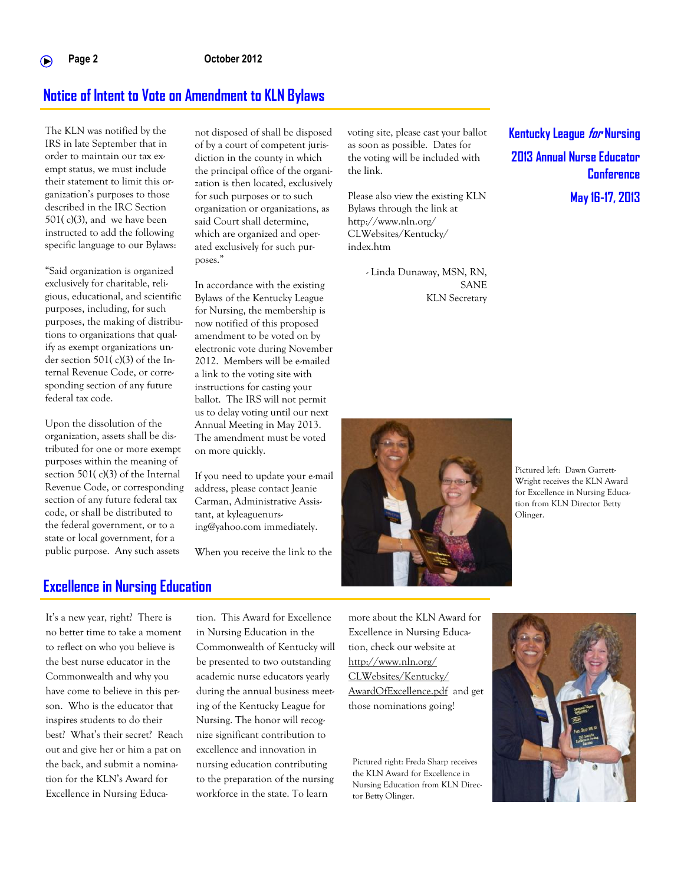## Notice of Intent to Vote on Amendment to KLN Bylaws

The KLN was notified by the IRS in late September that in order to maintain our tax exempt status, we must include their statement to limit this organization's purposes to those described in the IRC Section 501( c)(3), and we have been instructed to add the following specific language to our Bylaws:

"Said organization is organized exclusively for charitable, religious, educational, and scientific purposes, including, for such purposes, the making of distributions to organizations that qualify as exempt organizations under section 501( c)(3) of the Internal Revenue Code, or corresponding section of any future federal tax code.

Upon the dissolution of the organization, assets shall be distributed for one or more exempt purposes within the meaning of section 501( c)(3) of the Internal Revenue Code, or corresponding section of any future federal tax code, or shall be distributed to the federal government, or to a state or local government, for a public purpose. Any such assets not disposed of shall be disposed of by a court of competent jurisdiction in the county in which the principal office of the organization is then located, exclusively for such purposes or to such organization or organizations, as said Court shall determine, which are organized and operated exclusively for such purposes."

In accordance with the existing Bylaws of the Kentucky League for Nursing, the membership is now notified of this proposed amendment to be voted on by electronic vote during November 2012. Members will be e-mailed a link to the voting site with instructions for casting your ballot. The IRS will not permit us to delay voting until our next Annual Meeting in May 2013. The amendment must be voted on more quickly.

If you need to update your e-mail address, please contact Jeanie Carman, Administrative Assistant, at kyleaguenursing@yahoo.com immediately.

When you receive the link to the voting site, please cast your ballot as soon as possible. Dates for the voting will be included with the link.

Please also view the existing KLN Bylaws through the link at http://www.nln.org/CLWebsites/Kentucky/index.htm

- Linda Dunaway, MSN, RN, SANE
KLN Secretary

**Kentucky League *for* Nursing**
**2013 Annual Nurse Educator Conference**
**May 16-17, 2013**

Pictured left: Dawn Garrett-Wright receives the KLN Award for Excellence in Nursing Education from KLN Director Betty Olinger.

## Excellence in Nursing Education

It's a new year, right? There is no better time to take a moment to reflect on who you believe is the best nurse educator in the Commonwealth and why you have come to believe in this person. Who is the educator that inspires students to do their best? What's their secret? Reach out and give her or him a pat on the back, and submit a nomination for the KLN's Award for Excellence in Nursing Education. This Award for Excellence in Nursing Education in the Commonwealth of Kentucky will be presented to two outstanding academic nurse educators yearly during the annual business meeting of the Kentucky League for Nursing. The honor will recognize significant contribution to excellence and innovation in nursing education contributing to the preparation of the nursing workforce in the state. To learn more about the KLN Award for Excellence in Nursing Education, check our website at http://www.nln.org/CLWebsites/Kentucky/AwardOfExcellence.pdf and get those nominations going!

Pictured right: Freda Sharp receives the KLN Award for Excellence in Nursing Education from KLN Director Betty Olinger.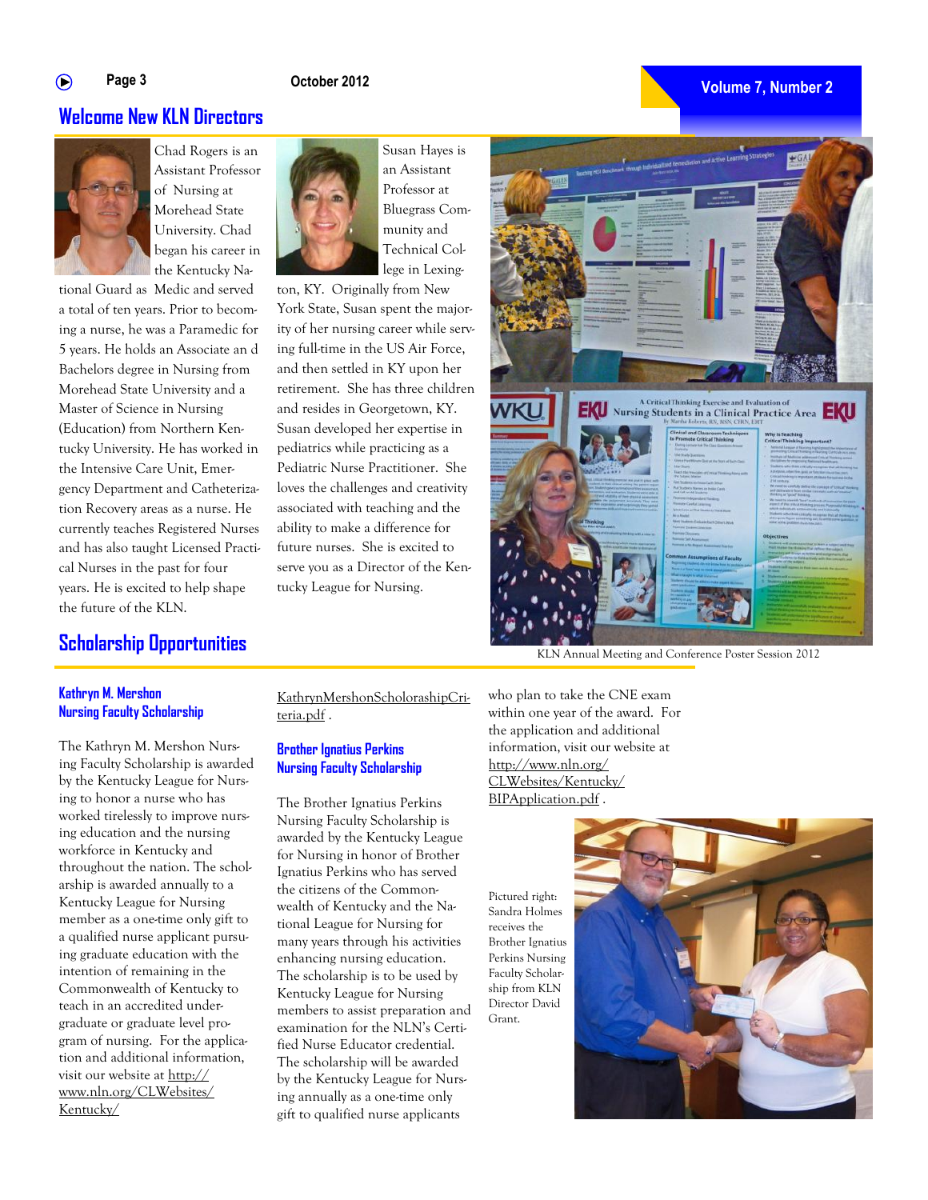## Welcome New KLN Directors

Chad Rogers is an Assistant Professor of Nursing at Morehead State University. Chad began his career in the Kentucky National Guard as Medic and served a total of ten years. Prior to becoming a nurse, he was a Paramedic for 5 years. He holds an Associate an d Bachelors degree in Nursing from Morehead State University and a Master of Science in Nursing (Education) from Northern Kentucky University. He has worked in the Intensive Care Unit, Emergency Department and Catheterization Recovery areas as a nurse. He currently teaches Registered Nurses and has also taught Licensed Practical Nurses in the past for four years. He is excited to help shape the future of the KLN.

Susan Hayes is an Assistant Professor at Bluegrass Community and Technical College in Lexington, KY. Originally from New York State, Susan spent the majority of her nursing career while serving full-time in the US Air Force, and then settled in KY upon her retirement. She has three children and resides in Georgetown, KY. Susan developed her expertise in pediatrics while practicing as a Pediatric Nurse Practitioner. She loves the challenges and creativity associated with teaching and the ability to make a difference for future nurses. She is excited to serve you as a Director of the Kentucky League for Nursing.

KLN Annual Meeting and Conference Poster Session 2012

## Scholarship Opportunities

### Kathryn M. Mershon Nursing Faculty Scholarship

The Kathryn M. Mershon Nursing Faculty Scholarship is awarded by the Kentucky League for Nursing to honor a nurse who has worked tirelessly to improve nursing education and the nursing workforce in Kentucky and throughout the nation. The scholarship is awarded annually to a Kentucky League for Nursing member as a one-time only gift to a qualified nurse applicant pursuing graduate education with the intention of remaining in the Commonwealth of Kentucky to teach in an accredited undergraduate or graduate level program of nursing. For the application and additional information, visit our website at http://www.nln.org/CLWebsites/Kentucky/KathrynMershonScholorashipCriteria.pdf .

### Brother Ignatius Perkins Nursing Faculty Scholarship

The Brother Ignatius Perkins Nursing Faculty Scholarship is awarded by the Kentucky League for Nursing in honor of Brother Ignatius Perkins who has served the citizens of the Commonwealth of Kentucky and the National League for Nursing for many years through his activities enhancing nursing education. The scholarship is to be used by Kentucky League for Nursing members to assist preparation and examination for the NLN's Certified Nurse Educator credential. The scholarship will be awarded by the Kentucky League for Nursing annually as a one-time only gift to qualified nurse applicants who plan to take the CNE exam within one year of the award. For the application and additional information, visit our website at http://www.nln.org/CLWebsites/Kentucky/BIPApplication.pdf .

Pictured right: Sandra Holmes receives the Brother Ignatius Perkins Nursing Faculty Scholarship from KLN Director David Grant.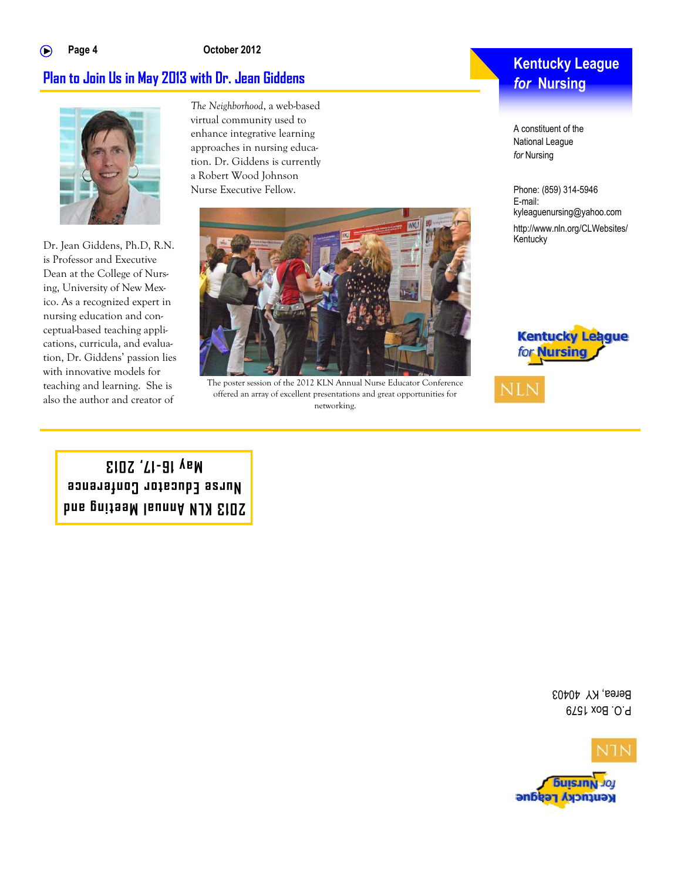## Plan to Join Us in May 2013 with Dr. Jean Giddens

Dr. Jean Giddens, Ph.D, R.N. is Professor and Executive Dean at the College of Nursing, University of New Mexico. As a recognized expert in nursing education and conceptual-based teaching applications, curricula, and evaluation, Dr. Giddens' passion lies with innovative models for teaching and learning. She is also the author and creator of *The Neighborhood*, a web-based virtual community used to enhance integrative learning approaches in nursing education. Dr. Giddens is currently a Robert Wood Johnson Nurse Executive Fellow.

The poster session of the 2012 KLN Annual Nurse Educator Conference offered an array of excellent presentations and great opportunities for networking.

**Kentucky League *for* Nursing**

A constituent of the National League *for* Nursing

Phone: (859) 314-5946
E-mail: kyleaguenursing@yahoo.com

http://www.nln.org/CLWebsites/Kentucky

Kentucky League *for* Nursing

NLN

2013 KLN Annual Meeting and Nurse Educator Conference
May 16-17, 2013

P.O. Box 1579
Berea, KY 40403

NLN

Kentucky League *for* Nursing